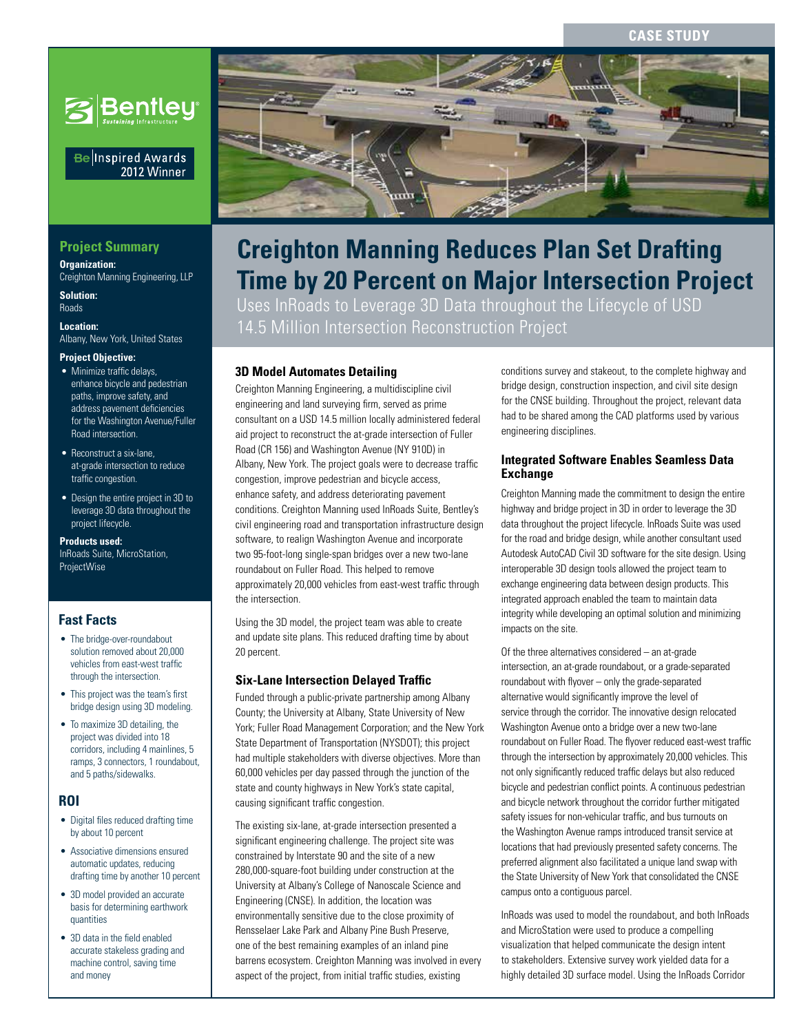CASE STUDY

Bentley® Sustaining Infrastructure

Be Inspired Awards 2012 Winner

# Creighton Manning Reduces Plan Set Drafting Time by 20 Percent on Major Intersection Project

Uses InRoads to Leverage 3D Data throughout the Lifecycle of USD 14.5 Million Intersection Reconstruction Project

## Project Summary

**Organization:**
Creighton Manning Engineering, LLP

**Solution:**
Roads

**Location:**
Albany, New York, United States

**Project Objective:**

- Minimize traffic delays, enhance bicycle and pedestrian paths, improve safety, and address pavement deficiencies for the Washington Avenue/Fuller Road intersection.
- Reconstruct a six-lane, at-grade intersection to reduce traffic congestion.
- Design the entire project in 3D to leverage 3D data throughout the project lifecycle.

**Products used:**
InRoads Suite, MicroStation, ProjectWise

## Fast Facts

- The bridge-over-roundabout solution removed about 20,000 vehicles from east-west traffic through the intersection.
- This project was the team's first bridge design using 3D modeling.
- To maximize 3D detailing, the project was divided into 18 corridors, including 4 mainlines, 5 ramps, 3 connectors, 1 roundabout, and 5 paths/sidewalks.

## ROI

- Digital files reduced drafting time by about 10 percent
- Associative dimensions ensured automatic updates, reducing drafting time by another 10 percent
- 3D model provided an accurate basis for determining earthwork quantities
- 3D data in the field enabled accurate stakeless grading and machine control, saving time and money

### 3D Model Automates Detailing

Creighton Manning Engineering, a multidiscipline civil engineering and land surveying firm, served as prime consultant on a USD 14.5 million locally administered federal aid project to reconstruct the at-grade intersection of Fuller Road (CR 156) and Washington Avenue (NY 910D) in Albany, New York. The project goals were to decrease traffic congestion, improve pedestrian and bicycle access, enhance safety, and address deteriorating pavement conditions. Creighton Manning used InRoads Suite, Bentley's civil engineering road and transportation infrastructure design software, to realign Washington Avenue and incorporate two 95-foot-long single-span bridges over a new two-lane roundabout on Fuller Road. This helped to remove approximately 20,000 vehicles from east-west traffic through the intersection.

Using the 3D model, the project team was able to create and update site plans. This reduced drafting time by about 20 percent.

### Six-Lane Intersection Delayed Traffic

Funded through a public-private partnership among Albany County; the University at Albany, State University of New York; Fuller Road Management Corporation; and the New York State Department of Transportation (NYSDOT); this project had multiple stakeholders with diverse objectives. More than 60,000 vehicles per day passed through the junction of the state and county highways in New York's state capital, causing significant traffic congestion.

The existing six-lane, at-grade intersection presented a significant engineering challenge. The project site was constrained by Interstate 90 and the site of a new 280,000-square-foot building under construction at the University at Albany's College of Nanoscale Science and Engineering (CNSE). In addition, the location was environmentally sensitive due to the close proximity of Rensselaer Lake Park and Albany Pine Bush Preserve, one of the best remaining examples of an inland pine barrens ecosystem. Creighton Manning was involved in every aspect of the project, from initial traffic studies, existing conditions survey and stakeout, to the complete highway and bridge design, construction inspection, and civil site design for the CNSE building. Throughout the project, relevant data had to be shared among the CAD platforms used by various engineering disciplines.

### Integrated Software Enables Seamless Data Exchange

Creighton Manning made the commitment to design the entire highway and bridge project in 3D in order to leverage the 3D data throughout the project lifecycle. InRoads Suite was used for the road and bridge design, while another consultant used Autodesk AutoCAD Civil 3D software for the site design. Using interoperable 3D design tools allowed the project team to exchange engineering data between design products. This integrated approach enabled the team to maintain data integrity while developing an optimal solution and minimizing impacts on the site.

Of the three alternatives considered – an at-grade intersection, an at-grade roundabout, or a grade-separated roundabout with flyover – only the grade-separated alternative would significantly improve the level of service through the corridor. The innovative design relocated Washington Avenue onto a bridge over a new two-lane roundabout on Fuller Road. The flyover reduced east-west traffic through the intersection by approximately 20,000 vehicles. This not only significantly reduced traffic delays but also reduced bicycle and pedestrian conflict points. A continuous pedestrian and bicycle network throughout the corridor further mitigated safety issues for non-vehicular traffic, and bus turnouts on the Washington Avenue ramps introduced transit service at locations that had previously presented safety concerns. The preferred alignment also facilitated a unique land swap with the State University of New York that consolidated the CNSE campus onto a contiguous parcel.

InRoads was used to model the roundabout, and both InRoads and MicroStation were used to produce a compelling visualization that helped communicate the design intent to stakeholders. Extensive survey work yielded data for a highly detailed 3D surface model. Using the InRoads Corridor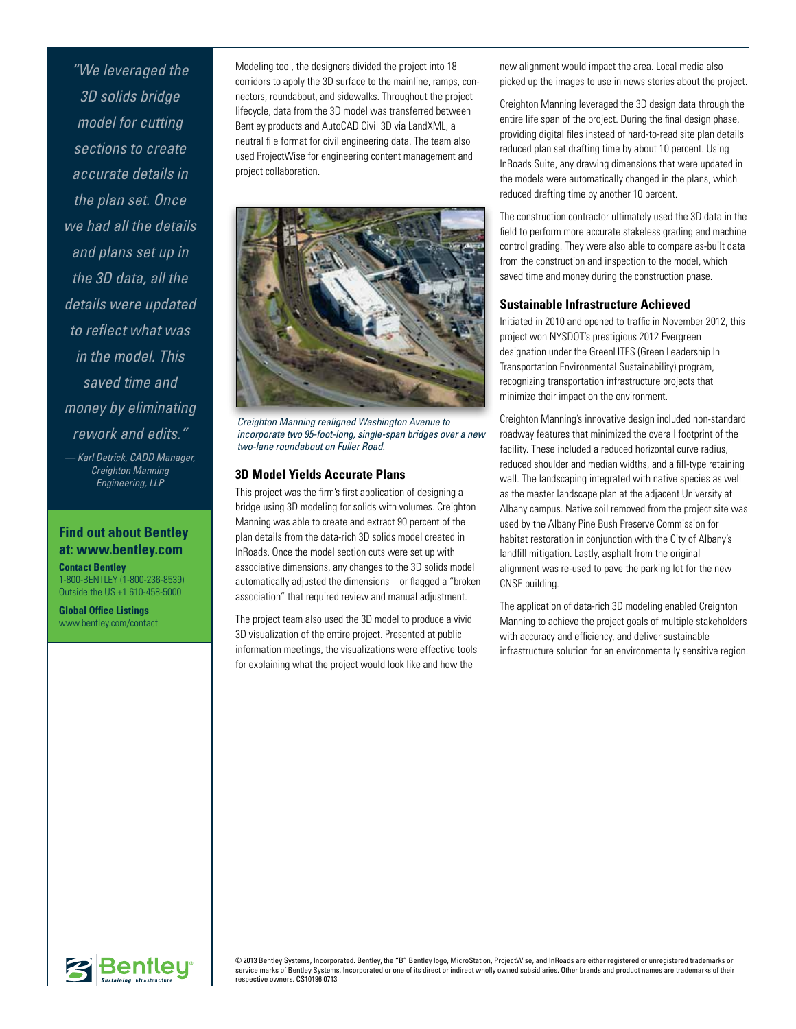*"We leveraged the 3D solids bridge model for cutting sections to create accurate details in the plan set. Once we had all the details and plans set up in the 3D data, all the details were updated to reflect what was in the model. This saved time and money by eliminating rework and edits."*

*— Karl Detrick, CADD Manager, Creighton Manning Engineering, LLP*

**Find out about Bentley at: www.bentley.com**

**Contact Bentley**
1-800-BENTLEY (1-800-236-8539)
Outside the US +1 610-458-5000

**Global Office Listings**
www.bentley.com/contact

Modeling tool, the designers divided the project into 18 corridors to apply the 3D surface to the mainline, ramps, connectors, roundabout, and sidewalks. Throughout the project lifecycle, data from the 3D model was transferred between Bentley products and AutoCAD Civil 3D via LandXML, a neutral file format for civil engineering data. The team also used ProjectWise for engineering content management and project collaboration.

*Creighton Manning realigned Washington Avenue to incorporate two 95-foot-long, single-span bridges over a new two-lane roundabout on Fuller Road.*

### 3D Model Yields Accurate Plans

This project was the firm's first application of designing a bridge using 3D modeling for solids with volumes. Creighton Manning was able to create and extract 90 percent of the plan details from the data-rich 3D solids model created in InRoads. Once the model section cuts were set up with associative dimensions, any changes to the 3D solids model automatically adjusted the dimensions – or flagged a "broken association" that required review and manual adjustment.

The project team also used the 3D model to produce a vivid 3D visualization of the entire project. Presented at public information meetings, the visualizations were effective tools for explaining what the project would look like and how the new alignment would impact the area. Local media also picked up the images to use in news stories about the project.

Creighton Manning leveraged the 3D design data through the entire life span of the project. During the final design phase, providing digital files instead of hard-to-read site plan details reduced plan set drafting time by about 10 percent. Using InRoads Suite, any drawing dimensions that were updated in the models were automatically changed in the plans, which reduced drafting time by another 10 percent.

The construction contractor ultimately used the 3D data in the field to perform more accurate stakeless grading and machine control grading. They were also able to compare as-built data from the construction and inspection to the model, which saved time and money during the construction phase.

### Sustainable Infrastructure Achieved

Initiated in 2010 and opened to traffic in November 2012, this project won NYSDOT's prestigious 2012 Evergreen designation under the GreenLITES (Green Leadership In Transportation Environmental Sustainability) program, recognizing transportation infrastructure projects that minimize their impact on the environment.

Creighton Manning's innovative design included non-standard roadway features that minimized the overall footprint of the facility. These included a reduced horizontal curve radius, reduced shoulder and median widths, and a fill-type retaining wall. The landscaping integrated with native species as well as the master landscape plan at the adjacent University at Albany campus. Native soil removed from the project site was used by the Albany Pine Bush Preserve Commission for habitat restoration in conjunction with the City of Albany's landfill mitigation. Lastly, asphalt from the original alignment was re-used to pave the parking lot for the new CNSE building.

The application of data-rich 3D modeling enabled Creighton Manning to achieve the project goals of multiple stakeholders with accuracy and efficiency, and deliver sustainable infrastructure solution for an environmentally sensitive region.

© 2013 Bentley Systems, Incorporated. Bentley, the "B" Bentley logo, MicroStation, ProjectWise, and InRoads are either registered or unregistered trademarks or service marks of Bentley Systems, Incorporated or one of its direct or indirect wholly owned subsidiaries. Other brands and product names are trademarks of their respective owners. CS10196 0713